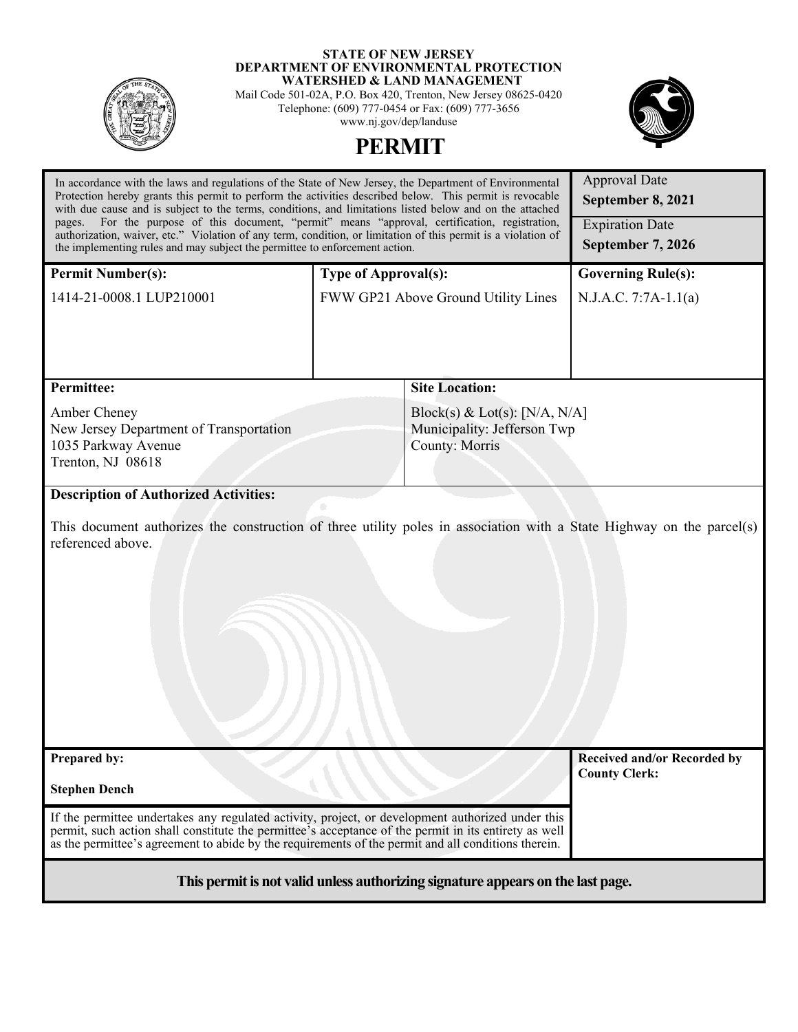**STATE OF NEW JERSEY**
**DEPARTMENT OF ENVIRONMENTAL PROTECTION**
**WATERSHED & LAND MANAGEMENT**
Mail Code 501-02A, P.O. Box 420, Trenton, New Jersey 08625-0420
Telephone: (609) 777-0454 or Fax: (609) 777-3656
www.nj.gov/dep/landuse

# PERMIT

In accordance with the laws and regulations of the State of New Jersey, the Department of Environmental Protection hereby grants this permit to perform the activities described below. This permit is revocable with due cause and is subject to the terms, conditions, and limitations listed below and on the attached pages. For the purpose of this document, "permit" means "approval, certification, registration, authorization, waiver, etc." Violation of any term, condition, or limitation of this permit is a violation of the implementing rules and may subject the permittee to enforcement action.

Approval Date
**September 8, 2021**

Expiration Date
**September 7, 2026**

| Permit Number(s): | Type of Approval(s): | Governing Rule(s): |
|---|---|---|
| 1414-21-0008.1 LUP210001 | FWW GP21 Above Ground Utility Lines | N.J.A.C. 7:7A-1.1(a) |

| Permittee: | Site Location: |
|---|---|
| Amber Cheney<br>New Jersey Department of Transportation<br>1035 Parkway Avenue<br>Trenton, NJ 08618 | Block(s) & Lot(s): [N/A, N/A]<br>Municipality: Jefferson Twp<br>County: Morris |

**Description of Authorized Activities:**

This document authorizes the construction of three utility poles in association with a State Highway on the parcel(s) referenced above.

**Prepared by:**

**Stephen Dench**

**Received and/or Recorded by County Clerk:**

If the permittee undertakes any regulated activity, project, or development authorized under this permit, such action shall constitute the permittee's acceptance of the permit in its entirety as well as the permittee's agreement to abide by the requirements of the permit and all conditions therein.

**This permit is not valid unless authorizing signature appears on the last page.**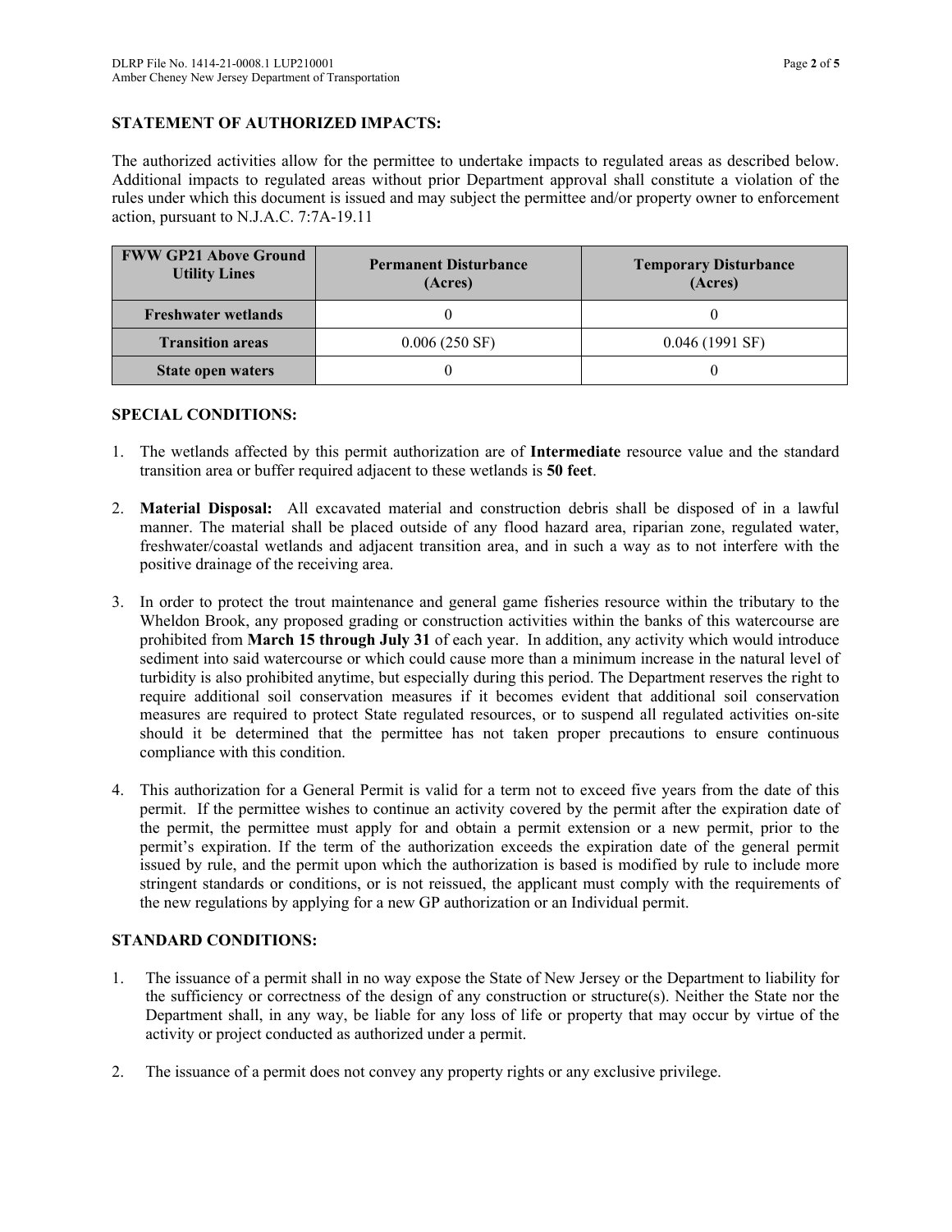### STATEMENT OF AUTHORIZED IMPACTS:

The authorized activities allow for the permittee to undertake impacts to regulated areas as described below. Additional impacts to regulated areas without prior Department approval shall constitute a violation of the rules under which this document is issued and may subject the permittee and/or property owner to enforcement action, pursuant to N.J.A.C. 7:7A-19.11

| FWW GP21 Above Ground Utility Lines | Permanent Disturbance (Acres) | Temporary Disturbance (Acres) |
|---|---|---|
| **Freshwater wetlands** | 0 | 0 |
| **Transition areas** | 0.006 (250 SF) | 0.046 (1991 SF) |
| **State open waters** | 0 | 0 |

### SPECIAL CONDITIONS:

1. The wetlands affected by this permit authorization are of **Intermediate** resource value and the standard transition area or buffer required adjacent to these wetlands is **50 feet**.

2. **Material Disposal:** All excavated material and construction debris shall be disposed of in a lawful manner. The material shall be placed outside of any flood hazard area, riparian zone, regulated water, freshwater/coastal wetlands and adjacent transition area, and in such a way as to not interfere with the positive drainage of the receiving area.

3. In order to protect the trout maintenance and general game fisheries resource within the tributary to the Wheldon Brook, any proposed grading or construction activities within the banks of this watercourse are prohibited from **March 15 through July 31** of each year. In addition, any activity which would introduce sediment into said watercourse or which could cause more than a minimum increase in the natural level of turbidity is also prohibited anytime, but especially during this period. The Department reserves the right to require additional soil conservation measures if it becomes evident that additional soil conservation measures are required to protect State regulated resources, or to suspend all regulated activities on-site should it be determined that the permittee has not taken proper precautions to ensure continuous compliance with this condition.

4. This authorization for a General Permit is valid for a term not to exceed five years from the date of this permit. If the permittee wishes to continue an activity covered by the permit after the expiration date of the permit, the permittee must apply for and obtain a permit extension or a new permit, prior to the permit's expiration. If the term of the authorization exceeds the expiration date of the general permit issued by rule, and the permit upon which the authorization is based is modified by rule to include more stringent standards or conditions, or is not reissued, the applicant must comply with the requirements of the new regulations by applying for a new GP authorization or an Individual permit.

### STANDARD CONDITIONS:

1. The issuance of a permit shall in no way expose the State of New Jersey or the Department to liability for the sufficiency or correctness of the design of any construction or structure(s). Neither the State nor the Department shall, in any way, be liable for any loss of life or property that may occur by virtue of the activity or project conducted as authorized under a permit.

2. The issuance of a permit does not convey any property rights or any exclusive privilege.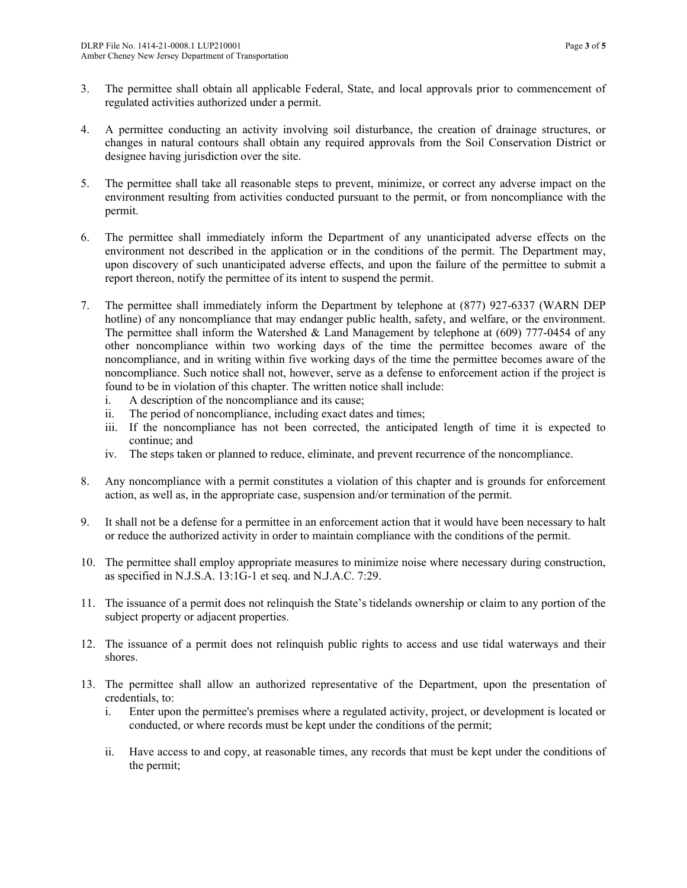3. The permittee shall obtain all applicable Federal, State, and local approvals prior to commencement of regulated activities authorized under a permit.

4. A permittee conducting an activity involving soil disturbance, the creation of drainage structures, or changes in natural contours shall obtain any required approvals from the Soil Conservation District or designee having jurisdiction over the site.

5. The permittee shall take all reasonable steps to prevent, minimize, or correct any adverse impact on the environment resulting from activities conducted pursuant to the permit, or from noncompliance with the permit.

6. The permittee shall immediately inform the Department of any unanticipated adverse effects on the environment not described in the application or in the conditions of the permit. The Department may, upon discovery of such unanticipated adverse effects, and upon the failure of the permittee to submit a report thereon, notify the permittee of its intent to suspend the permit.

7. The permittee shall immediately inform the Department by telephone at (877) 927-6337 (WARN DEP hotline) of any noncompliance that may endanger public health, safety, and welfare, or the environment. The permittee shall inform the Watershed & Land Management by telephone at (609) 777-0454 of any other noncompliance within two working days of the time the permittee becomes aware of the noncompliance, and in writing within five working days of the time the permittee becomes aware of the noncompliance. Such notice shall not, however, serve as a defense to enforcement action if the project is found to be in violation of this chapter. The written notice shall include:
   i. A description of the noncompliance and its cause;
   ii. The period of noncompliance, including exact dates and times;
   iii. If the noncompliance has not been corrected, the anticipated length of time it is expected to continue; and
   iv. The steps taken or planned to reduce, eliminate, and prevent recurrence of the noncompliance.

8. Any noncompliance with a permit constitutes a violation of this chapter and is grounds for enforcement action, as well as, in the appropriate case, suspension and/or termination of the permit.

9. It shall not be a defense for a permittee in an enforcement action that it would have been necessary to halt or reduce the authorized activity in order to maintain compliance with the conditions of the permit.

10. The permittee shall employ appropriate measures to minimize noise where necessary during construction, as specified in N.J.S.A. 13:1G-1 et seq. and N.J.A.C. 7:29.

11. The issuance of a permit does not relinquish the State's tidelands ownership or claim to any portion of the subject property or adjacent properties.

12. The issuance of a permit does not relinquish public rights to access and use tidal waterways and their shores.

13. The permittee shall allow an authorized representative of the Department, upon the presentation of credentials, to:
   i. Enter upon the permittee's premises where a regulated activity, project, or development is located or conducted, or where records must be kept under the conditions of the permit;

   ii. Have access to and copy, at reasonable times, any records that must be kept under the conditions of the permit;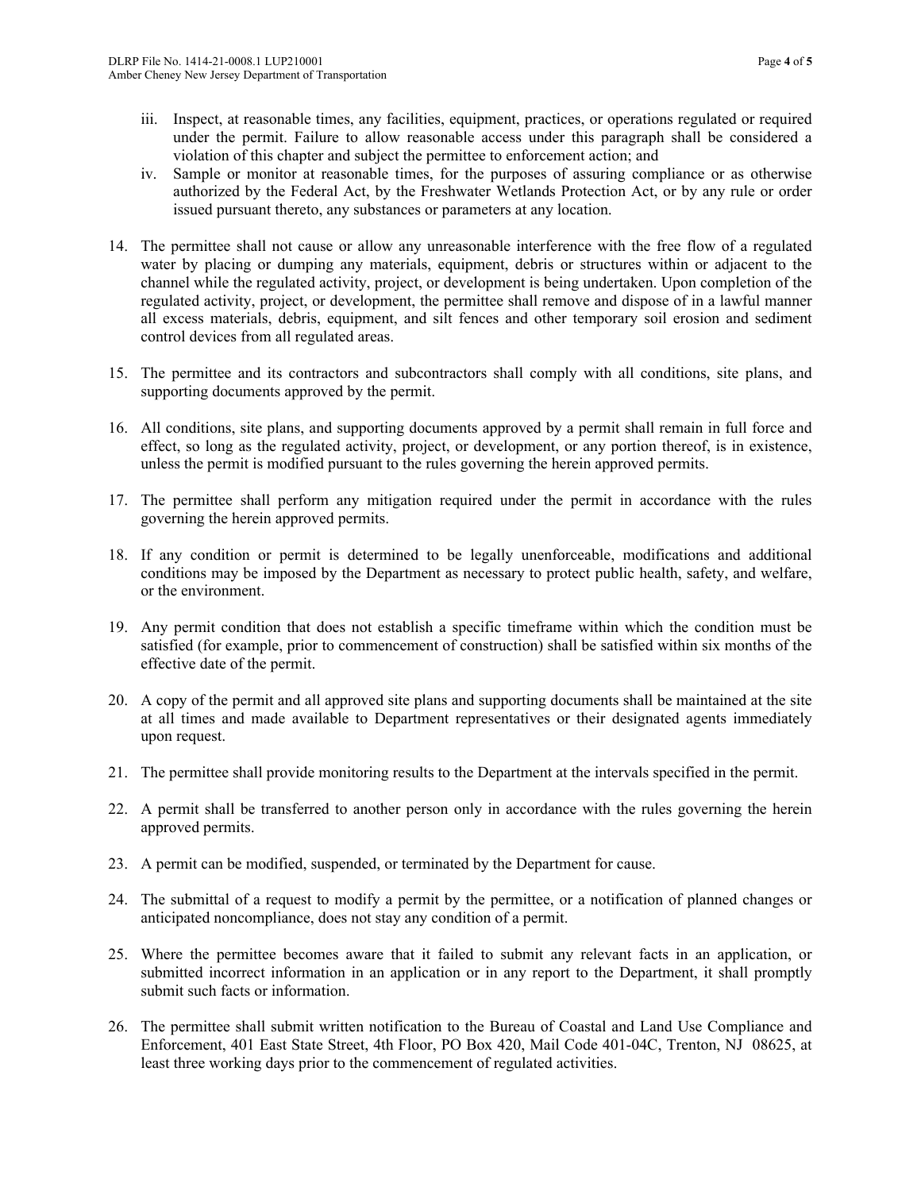iii. Inspect, at reasonable times, any facilities, equipment, practices, or operations regulated or required under the permit. Failure to allow reasonable access under this paragraph shall be considered a violation of this chapter and subject the permittee to enforcement action; and
   iv. Sample or monitor at reasonable times, for the purposes of assuring compliance or as otherwise authorized by the Federal Act, by the Freshwater Wetlands Protection Act, or by any rule or order issued pursuant thereto, any substances or parameters at any location.

14. The permittee shall not cause or allow any unreasonable interference with the free flow of a regulated water by placing or dumping any materials, equipment, debris or structures within or adjacent to the channel while the regulated activity, project, or development is being undertaken. Upon completion of the regulated activity, project, or development, the permittee shall remove and dispose of in a lawful manner all excess materials, debris, equipment, and silt fences and other temporary soil erosion and sediment control devices from all regulated areas.

15. The permittee and its contractors and subcontractors shall comply with all conditions, site plans, and supporting documents approved by the permit.

16. All conditions, site plans, and supporting documents approved by a permit shall remain in full force and effect, so long as the regulated activity, project, or development, or any portion thereof, is in existence, unless the permit is modified pursuant to the rules governing the herein approved permits.

17. The permittee shall perform any mitigation required under the permit in accordance with the rules governing the herein approved permits.

18. If any condition or permit is determined to be legally unenforceable, modifications and additional conditions may be imposed by the Department as necessary to protect public health, safety, and welfare, or the environment.

19. Any permit condition that does not establish a specific timeframe within which the condition must be satisfied (for example, prior to commencement of construction) shall be satisfied within six months of the effective date of the permit.

20. A copy of the permit and all approved site plans and supporting documents shall be maintained at the site at all times and made available to Department representatives or their designated agents immediately upon request.

21. The permittee shall provide monitoring results to the Department at the intervals specified in the permit.

22. A permit shall be transferred to another person only in accordance with the rules governing the herein approved permits.

23. A permit can be modified, suspended, or terminated by the Department for cause.

24. The submittal of a request to modify a permit by the permittee, or a notification of planned changes or anticipated noncompliance, does not stay any condition of a permit.

25. Where the permittee becomes aware that it failed to submit any relevant facts in an application, or submitted incorrect information in an application or in any report to the Department, it shall promptly submit such facts or information.

26. The permittee shall submit written notification to the Bureau of Coastal and Land Use Compliance and Enforcement, 401 East State Street, 4th Floor, PO Box 420, Mail Code 401-04C, Trenton, NJ 08625, at least three working days prior to the commencement of regulated activities.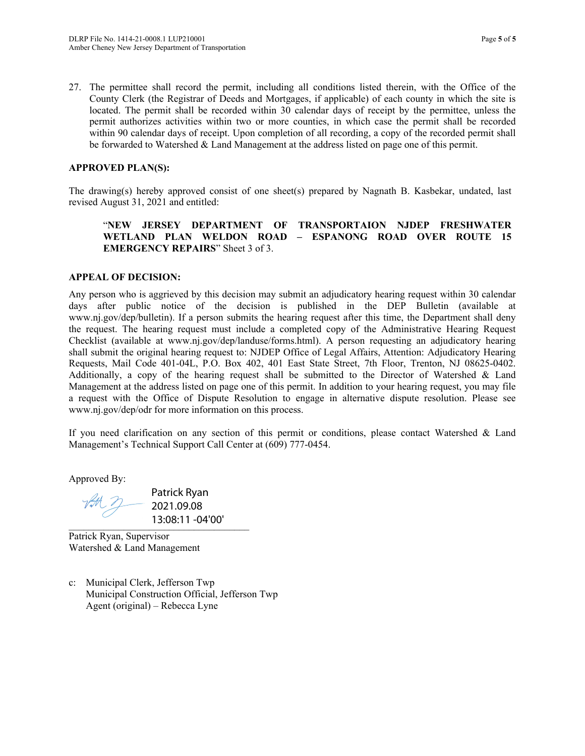27. The permittee shall record the permit, including all conditions listed therein, with the Office of the County Clerk (the Registrar of Deeds and Mortgages, if applicable) of each county in which the site is located. The permit shall be recorded within 30 calendar days of receipt by the permittee, unless the permit authorizes activities within two or more counties, in which case the permit shall be recorded within 90 calendar days of receipt. Upon completion of all recording, a copy of the recorded permit shall be forwarded to Watershed & Land Management at the address listed on page one of this permit.

**APPROVED PLAN(S):**

The drawing(s) hereby approved consist of one sheet(s) prepared by Nagnath B. Kasbekar, undated, last revised August 31, 2021 and entitled:

> "**NEW JERSEY DEPARTMENT OF TRANSPORTAION NJDEP FRESHWATER WETLAND PLAN WELDON ROAD – ESPANONG ROAD OVER ROUTE 15 EMERGENCY REPAIRS**" Sheet 3 of 3.

**APPEAL OF DECISION:**

Any person who is aggrieved by this decision may submit an adjudicatory hearing request within 30 calendar days after public notice of the decision is published in the DEP Bulletin (available at www.nj.gov/dep/bulletin). If a person submits the hearing request after this time, the Department shall deny the request. The hearing request must include a completed copy of the Administrative Hearing Request Checklist (available at www.nj.gov/dep/landuse/forms.html). A person requesting an adjudicatory hearing shall submit the original hearing request to: NJDEP Office of Legal Affairs, Attention: Adjudicatory Hearing Requests, Mail Code 401-04L, P.O. Box 402, 401 East State Street, 7th Floor, Trenton, NJ 08625-0402. Additionally, a copy of the hearing request shall be submitted to the Director of Watershed & Land Management at the address listed on page one of this permit. In addition to your hearing request, you may file a request with the Office of Dispute Resolution to engage in alternative dispute resolution. Please see www.nj.gov/dep/odr for more information on this process.

If you need clarification on any section of this permit or conditions, please contact Watershed & Land Management's Technical Support Call Center at (609) 777-0454.

Approved By:

Patrick Ryan
2021.09.08
13:08:11 -04'00'

Patrick Ryan, Supervisor
Watershed & Land Management

c: Municipal Clerk, Jefferson Twp
Municipal Construction Official, Jefferson Twp
Agent (original) – Rebecca Lyne